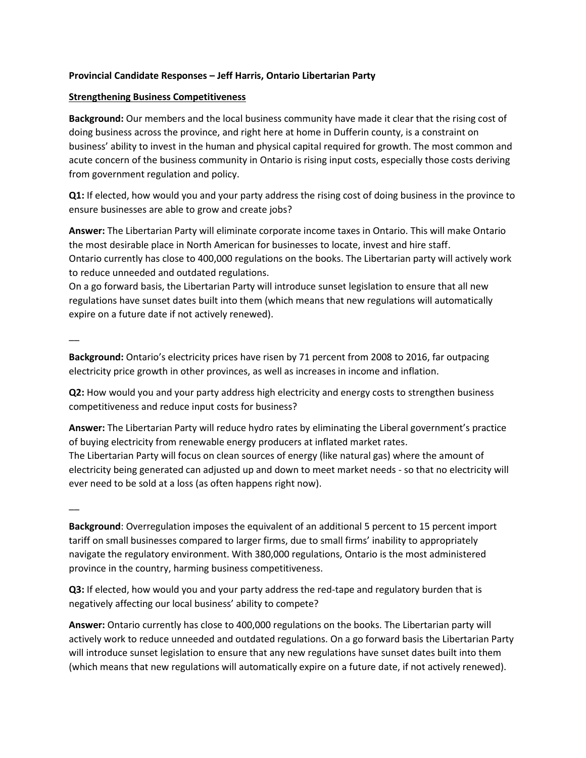**Provincial Candidate Responses – Jeff Harris, Ontario Libertarian Party**

**Strengthening Business Competitiveness**

**Background:** Our members and the local business community have made it clear that the rising cost of doing business across the province, and right here at home in Dufferin county, is a constraint on business' ability to invest in the human and physical capital required for growth. The most common and acute concern of the business community in Ontario is rising input costs, especially those costs deriving from government regulation and policy.

**Q1:** If elected, how would you and your party address the rising cost of doing business in the province to ensure businesses are able to grow and create jobs?

**Answer:** The Libertarian Party will eliminate corporate income taxes in Ontario. This will make Ontario the most desirable place in North American for businesses to locate, invest and hire staff.
Ontario currently has close to 400,000 regulations on the books. The Libertarian party will actively work to reduce unneeded and outdated regulations.
On a go forward basis, the Libertarian Party will introduce sunset legislation to ensure that all new regulations have sunset dates built into them (which means that new regulations will automatically expire on a future date if not actively renewed).

—

**Background:** Ontario's electricity prices have risen by 71 percent from 2008 to 2016, far outpacing electricity price growth in other provinces, as well as increases in income and inflation.

**Q2:** How would you and your party address high electricity and energy costs to strengthen business competitiveness and reduce input costs for business?

**Answer:** The Libertarian Party will reduce hydro rates by eliminating the Liberal government's practice of buying electricity from renewable energy producers at inflated market rates.
The Libertarian Party will focus on clean sources of energy (like natural gas) where the amount of electricity being generated can adjusted up and down to meet market needs - so that no electricity will ever need to be sold at a loss (as often happens right now).

—

**Background**: Overregulation imposes the equivalent of an additional 5 percent to 15 percent import tariff on small businesses compared to larger firms, due to small firms' inability to appropriately navigate the regulatory environment. With 380,000 regulations, Ontario is the most administered province in the country, harming business competitiveness.

**Q3:** If elected, how would you and your party address the red-tape and regulatory burden that is negatively affecting our local business' ability to compete?

**Answer:** Ontario currently has close to 400,000 regulations on the books. The Libertarian party will actively work to reduce unneeded and outdated regulations. On a go forward basis the Libertarian Party will introduce sunset legislation to ensure that any new regulations have sunset dates built into them (which means that new regulations will automatically expire on a future date, if not actively renewed).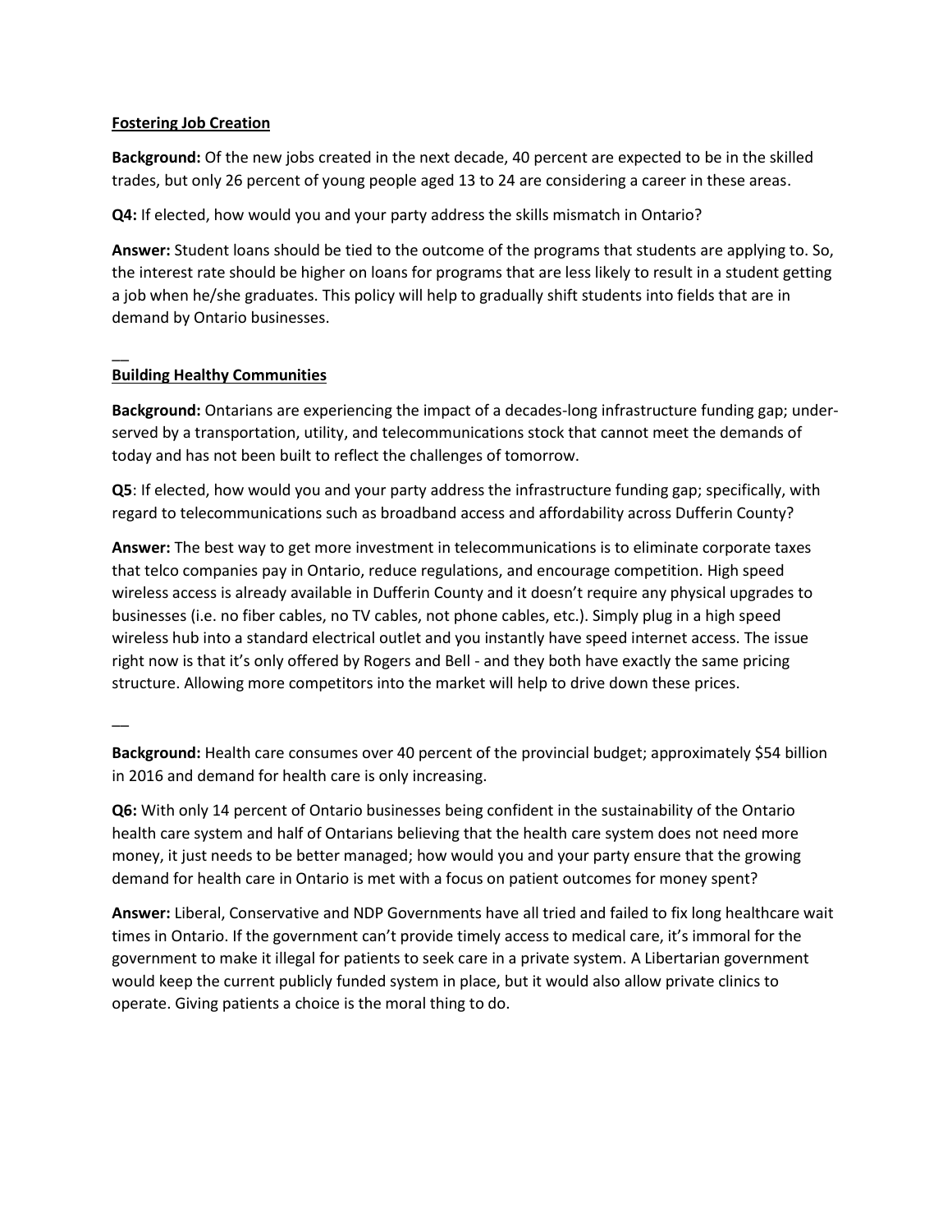**Fostering Job Creation**

**Background:** Of the new jobs created in the next decade, 40 percent are expected to be in the skilled trades, but only 26 percent of young people aged 13 to 24 are considering a career in these areas.

**Q4:** If elected, how would you and your party address the skills mismatch in Ontario?

**Answer:** Student loans should be tied to the outcome of the programs that students are applying to. So, the interest rate should be higher on loans for programs that are less likely to result in a student getting a job when he/she graduates. This policy will help to gradually shift students into fields that are in demand by Ontario businesses.

—

**Building Healthy Communities**

**Background:** Ontarians are experiencing the impact of a decades-long infrastructure funding gap; under-served by a transportation, utility, and telecommunications stock that cannot meet the demands of today and has not been built to reflect the challenges of tomorrow.

**Q5**: If elected, how would you and your party address the infrastructure funding gap; specifically, with regard to telecommunications such as broadband access and affordability across Dufferin County?

**Answer:** The best way to get more investment in telecommunications is to eliminate corporate taxes that telco companies pay in Ontario, reduce regulations, and encourage competition. High speed wireless access is already available in Dufferin County and it doesn't require any physical upgrades to businesses (i.e. no fiber cables, no TV cables, not phone cables, etc.). Simply plug in a high speed wireless hub into a standard electrical outlet and you instantly have speed internet access. The issue right now is that it's only offered by Rogers and Bell - and they both have exactly the same pricing structure. Allowing more competitors into the market will help to drive down these prices.

—

**Background:** Health care consumes over 40 percent of the provincial budget; approximately $54 billion in 2016 and demand for health care is only increasing.

**Q6:** With only 14 percent of Ontario businesses being confident in the sustainability of the Ontario health care system and half of Ontarians believing that the health care system does not need more money, it just needs to be better managed; how would you and your party ensure that the growing demand for health care in Ontario is met with a focus on patient outcomes for money spent?

**Answer:** Liberal, Conservative and NDP Governments have all tried and failed to fix long healthcare wait times in Ontario. If the government can't provide timely access to medical care, it's immoral for the government to make it illegal for patients to seek care in a private system. A Libertarian government would keep the current publicly funded system in place, but it would also allow private clinics to operate. Giving patients a choice is the moral thing to do.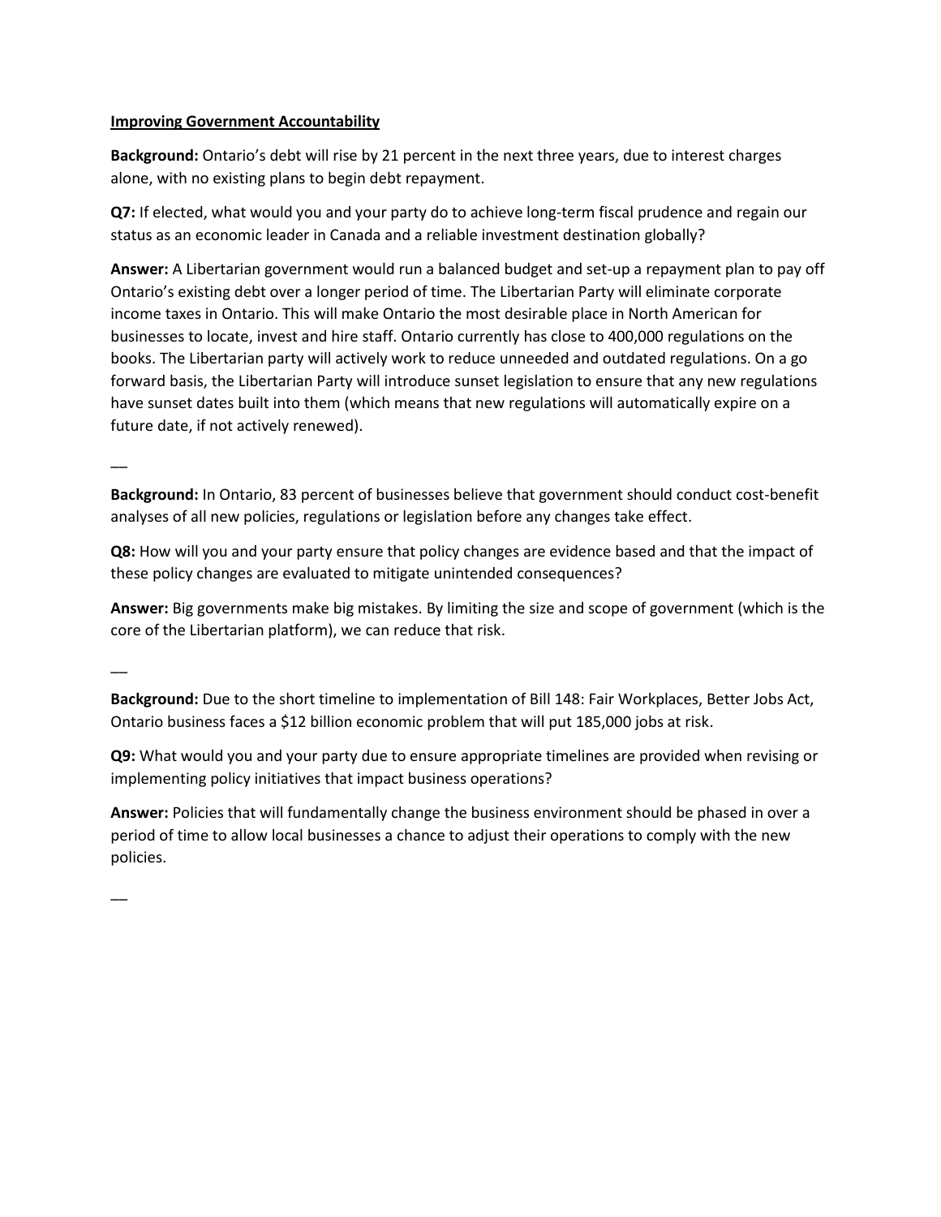**Improving Government Accountability**

**Background:** Ontario's debt will rise by 21 percent in the next three years, due to interest charges alone, with no existing plans to begin debt repayment.

**Q7:** If elected, what would you and your party do to achieve long-term fiscal prudence and regain our status as an economic leader in Canada and a reliable investment destination globally?

**Answer:** A Libertarian government would run a balanced budget and set-up a repayment plan to pay off Ontario's existing debt over a longer period of time. The Libertarian Party will eliminate corporate income taxes in Ontario. This will make Ontario the most desirable place in North American for businesses to locate, invest and hire staff. Ontario currently has close to 400,000 regulations on the books. The Libertarian party will actively work to reduce unneeded and outdated regulations. On a go forward basis, the Libertarian Party will introduce sunset legislation to ensure that any new regulations have sunset dates built into them (which means that new regulations will automatically expire on a future date, if not actively renewed).

—

**Background:** In Ontario, 83 percent of businesses believe that government should conduct cost-benefit analyses of all new policies, regulations or legislation before any changes take effect.

**Q8:** How will you and your party ensure that policy changes are evidence based and that the impact of these policy changes are evaluated to mitigate unintended consequences?

**Answer:** Big governments make big mistakes. By limiting the size and scope of government (which is the core of the Libertarian platform), we can reduce that risk.

—

**Background:** Due to the short timeline to implementation of Bill 148: Fair Workplaces, Better Jobs Act, Ontario business faces a $12 billion economic problem that will put 185,000 jobs at risk.

**Q9:** What would you and your party due to ensure appropriate timelines are provided when revising or implementing policy initiatives that impact business operations?

**Answer:** Policies that will fundamentally change the business environment should be phased in over a period of time to allow local businesses a chance to adjust their operations to comply with the new policies.

—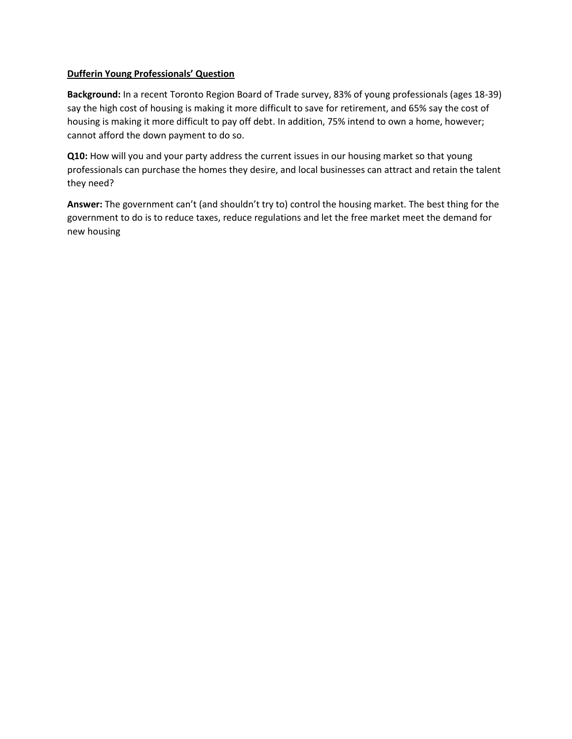**<u>Dufferin Young Professionals' Question</u>**

**Background:** In a recent Toronto Region Board of Trade survey, 83% of young professionals (ages 18-39) say the high cost of housing is making it more difficult to save for retirement, and 65% say the cost of housing is making it more difficult to pay off debt. In addition, 75% intend to own a home, however; cannot afford the down payment to do so.

**Q10:** How will you and your party address the current issues in our housing market so that young professionals can purchase the homes they desire, and local businesses can attract and retain the talent they need?

**Answer:** The government can't (and shouldn't try to) control the housing market. The best thing for the government to do is to reduce taxes, reduce regulations and let the free market meet the demand for new housing